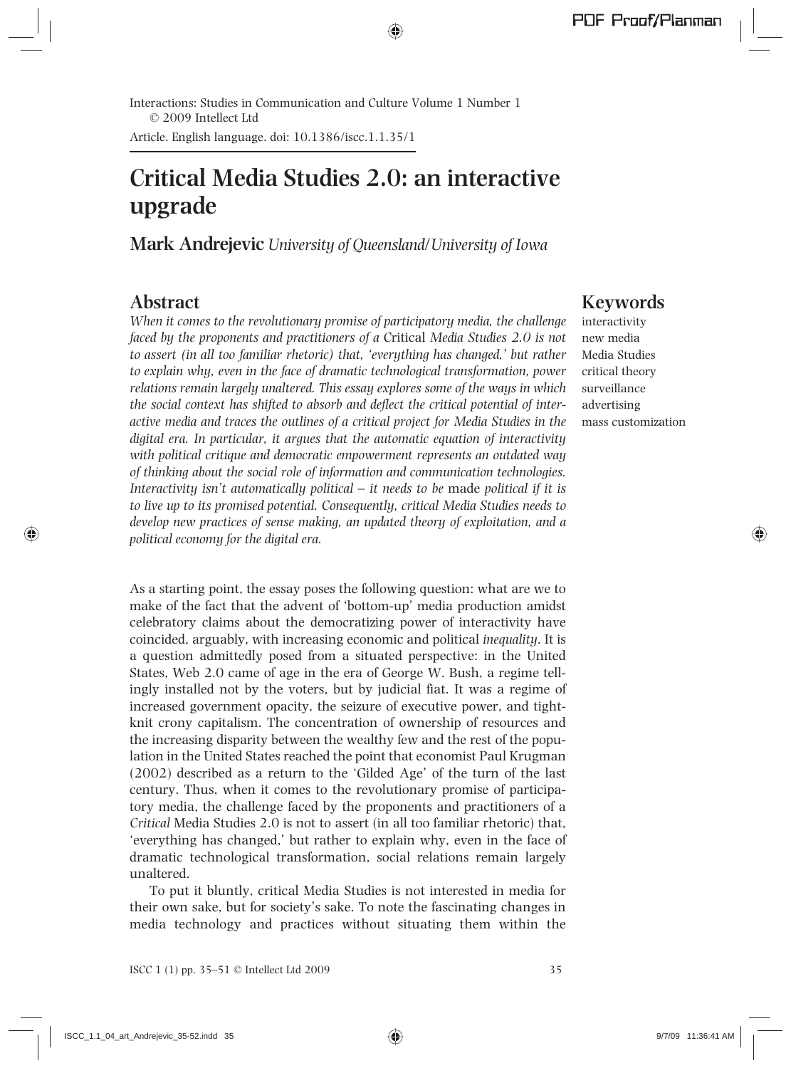Interactions: Studies in Communication and Culture Volume 1 Number 1
© 2009 Intellect Ltd

Article. English language. doi: 10.1386/iscc.1.1.35/1

# Critical Media Studies 2.0: an interactive upgrade

**Mark Andrejevic** *University of Queensland/University of Iowa*

## Abstract

*When it comes to the revolutionary promise of participatory media, the challenge faced by the proponents and practitioners of a* Critical *Media Studies 2.0 is not to assert (in all too familiar rhetoric) that, 'everything has changed,' but rather to explain why, even in the face of dramatic technological transformation, power relations remain largely unaltered. This essay explores some of the ways in which the social context has shifted to absorb and deflect the critical potential of interactive media and traces the outlines of a critical project for Media Studies in the digital era. In particular, it argues that the automatic equation of interactivity with political critique and democratic empowerment represents an outdated way of thinking about the social role of information and communication technologies. Interactivity isn't automatically political – it needs to be* made *political if it is to live up to its promised potential. Consequently, critical Media Studies needs to develop new practices of sense making, an updated theory of exploitation, and a political economy for the digital era.*

## Keywords

interactivity
new media
Media Studies
critical theory
surveillance
advertising
mass customization

As a starting point, the essay poses the following question: what are we to make of the fact that the advent of 'bottom-up' media production amidst celebratory claims about the democratizing power of interactivity have coincided, arguably, with increasing economic and political *inequality*. It is a question admittedly posed from a situated perspective: in the United States, Web 2.0 came of age in the era of George W. Bush, a regime tellingly installed not by the voters, but by judicial fiat. It was a regime of increased government opacity, the seizure of executive power, and tight-knit crony capitalism. The concentration of ownership of resources and the increasing disparity between the wealthy few and the rest of the population in the United States reached the point that economist Paul Krugman (2002) described as a return to the 'Gilded Age' of the turn of the last century. Thus, when it comes to the revolutionary promise of participatory media, the challenge faced by the proponents and practitioners of a *Critical* Media Studies 2.0 is not to assert (in all too familiar rhetoric) that, 'everything has changed,' but rather to explain why, even in the face of dramatic technological transformation, social relations remain largely unaltered.

To put it bluntly, critical Media Studies is not interested in media for their own sake, but for society's sake. To note the fascinating changes in media technology and practices without situating them within the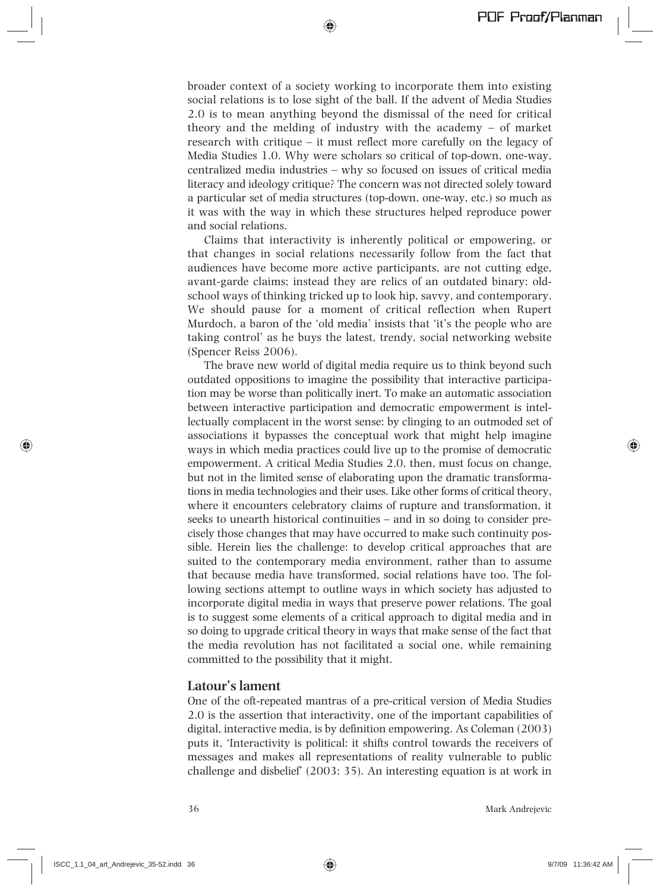broader context of a society working to incorporate them into existing social relations is to lose sight of the ball. If the advent of Media Studies 2.0 is to mean anything beyond the dismissal of the need for critical theory and the melding of industry with the academy – of market research with critique – it must reflect more carefully on the legacy of Media Studies 1.0. Why were scholars so critical of top-down, one-way, centralized media industries – why so focused on issues of critical media literacy and ideology critique? The concern was not directed solely toward a particular set of media structures (top-down, one-way, etc.) so much as it was with the way in which these structures helped reproduce power and social relations.

Claims that interactivity is inherently political or empowering, or that changes in social relations necessarily follow from the fact that audiences have become more active participants, are not cutting edge, avant-garde claims; instead they are relics of an outdated binary: old-school ways of thinking tricked up to look hip, savvy, and contemporary. We should pause for a moment of critical reflection when Rupert Murdoch, a baron of the 'old media' insists that 'it's the people who are taking control' as he buys the latest, trendy, social networking website (Spencer Reiss 2006).

The brave new world of digital media require us to think beyond such outdated oppositions to imagine the possibility that interactive participation may be worse than politically inert. To make an automatic association between interactive participation and democratic empowerment is intellectually complacent in the worst sense: by clinging to an outmoded set of associations it bypasses the conceptual work that might help imagine ways in which media practices could live up to the promise of democratic empowerment. A critical Media Studies 2.0, then, must focus on change, but not in the limited sense of elaborating upon the dramatic transformations in media technologies and their uses. Like other forms of critical theory, where it encounters celebratory claims of rupture and transformation, it seeks to unearth historical continuities – and in so doing to consider precisely those changes that may have occurred to make such continuity possible. Herein lies the challenge: to develop critical approaches that are suited to the contemporary media environment, rather than to assume that because media have transformed, social relations have too. The following sections attempt to outline ways in which society has adjusted to incorporate digital media in ways that preserve power relations. The goal is to suggest some elements of a critical approach to digital media and in so doing to upgrade critical theory in ways that make sense of the fact that the media revolution has not facilitated a social one, while remaining committed to the possibility that it might.

## Latour's lament

One of the oft-repeated mantras of a pre-critical version of Media Studies 2.0 is the assertion that interactivity, one of the important capabilities of digital, interactive media, is by definition empowering. As Coleman (2003) puts it, 'Interactivity is political: it shifts control towards the receivers of messages and makes all representations of reality vulnerable to public challenge and disbelief' (2003: 35). An interesting equation is at work in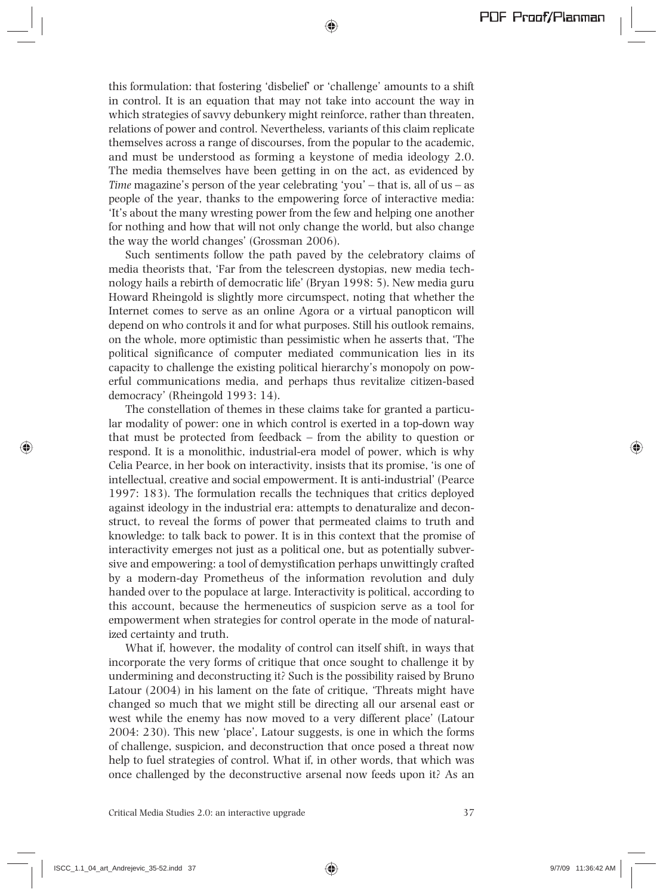this formulation: that fostering 'disbelief' or 'challenge' amounts to a shift in control. It is an equation that may not take into account the way in which strategies of savvy debunkery might reinforce, rather than threaten, relations of power and control. Nevertheless, variants of this claim replicate themselves across a range of discourses, from the popular to the academic, and must be understood as forming a keystone of media ideology 2.0. The media themselves have been getting in on the act, as evidenced by *Time* magazine's person of the year celebrating 'you' – that is, all of us – as people of the year, thanks to the empowering force of interactive media: 'It's about the many wresting power from the few and helping one another for nothing and how that will not only change the world, but also change the way the world changes' (Grossman 2006).

Such sentiments follow the path paved by the celebratory claims of media theorists that, 'Far from the telescreen dystopias, new media technology hails a rebirth of democratic life' (Bryan 1998: 5). New media guru Howard Rheingold is slightly more circumspect, noting that whether the Internet comes to serve as an online Agora or a virtual panopticon will depend on who controls it and for what purposes. Still his outlook remains, on the whole, more optimistic than pessimistic when he asserts that, 'The political significance of computer mediated communication lies in its capacity to challenge the existing political hierarchy's monopoly on powerful communications media, and perhaps thus revitalize citizen-based democracy' (Rheingold 1993: 14).

The constellation of themes in these claims take for granted a particular modality of power: one in which control is exerted in a top-down way that must be protected from feedback – from the ability to question or respond. It is a monolithic, industrial-era model of power, which is why Celia Pearce, in her book on interactivity, insists that its promise, 'is one of intellectual, creative and social empowerment. It is anti-industrial' (Pearce 1997: 183). The formulation recalls the techniques that critics deployed against ideology in the industrial era: attempts to denaturalize and deconstruct, to reveal the forms of power that permeated claims to truth and knowledge: to talk back to power. It is in this context that the promise of interactivity emerges not just as a political one, but as potentially subversive and empowering: a tool of demystification perhaps unwittingly crafted by a modern-day Prometheus of the information revolution and duly handed over to the populace at large. Interactivity is political, according to this account, because the hermeneutics of suspicion serve as a tool for empowerment when strategies for control operate in the mode of naturalized certainty and truth.

What if, however, the modality of control can itself shift, in ways that incorporate the very forms of critique that once sought to challenge it by undermining and deconstructing it? Such is the possibility raised by Bruno Latour (2004) in his lament on the fate of critique, 'Threats might have changed so much that we might still be directing all our arsenal east or west while the enemy has now moved to a very different place' (Latour 2004: 230). This new 'place', Latour suggests, is one in which the forms of challenge, suspicion, and deconstruction that once posed a threat now help to fuel strategies of control. What if, in other words, that which was once challenged by the deconstructive arsenal now feeds upon it? As an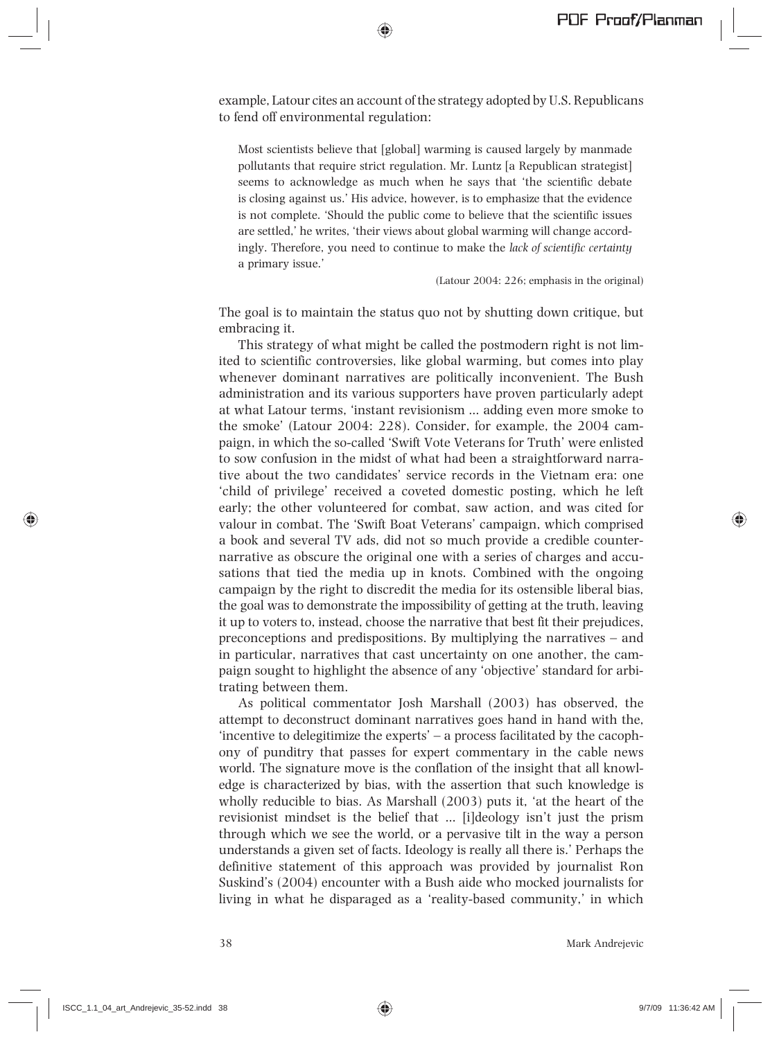example, Latour cites an account of the strategy adopted by U.S. Republicans to fend off environmental regulation:

> Most scientists believe that [global] warming is caused largely by manmade pollutants that require strict regulation. Mr. Luntz [a Republican strategist] seems to acknowledge as much when he says that 'the scientific debate is closing against us.' His advice, however, is to emphasize that the evidence is not complete. 'Should the public come to believe that the scientific issues are settled,' he writes, 'their views about global warming will change accordingly. Therefore, you need to continue to make the *lack of scientific certainty* a primary issue.'
>
> (Latour 2004: 226; emphasis in the original)

The goal is to maintain the status quo not by shutting down critique, but embracing it.

This strategy of what might be called the postmodern right is not limited to scientific controversies, like global warming, but comes into play whenever dominant narratives are politically inconvenient. The Bush administration and its various supporters have proven particularly adept at what Latour terms, 'instant revisionism ... adding even more smoke to the smoke' (Latour 2004: 228). Consider, for example, the 2004 campaign, in which the so-called 'Swift Vote Veterans for Truth' were enlisted to sow confusion in the midst of what had been a straightforward narrative about the two candidates' service records in the Vietnam era: one 'child of privilege' received a coveted domestic posting, which he left early; the other volunteered for combat, saw action, and was cited for valour in combat. The 'Swift Boat Veterans' campaign, which comprised a book and several TV ads, did not so much provide a credible counter-narrative as obscure the original one with a series of charges and accusations that tied the media up in knots. Combined with the ongoing campaign by the right to discredit the media for its ostensible liberal bias, the goal was to demonstrate the impossibility of getting at the truth, leaving it up to voters to, instead, choose the narrative that best fit their prejudices, preconceptions and predispositions. By multiplying the narratives – and in particular, narratives that cast uncertainty on one another, the campaign sought to highlight the absence of any 'objective' standard for arbitrating between them.

As political commentator Josh Marshall (2003) has observed, the attempt to deconstruct dominant narratives goes hand in hand with the, 'incentive to delegitimize the experts' – a process facilitated by the cacophony of punditry that passes for expert commentary in the cable news world. The signature move is the conflation of the insight that all knowledge is characterized by bias, with the assertion that such knowledge is wholly reducible to bias. As Marshall (2003) puts it, 'at the heart of the revisionist mindset is the belief that ... [i]deology isn't just the prism through which we see the world, or a pervasive tilt in the way a person understands a given set of facts. Ideology is really all there is.' Perhaps the definitive statement of this approach was provided by journalist Ron Suskind's (2004) encounter with a Bush aide who mocked journalists for living in what he disparaged as a 'reality-based community,' in which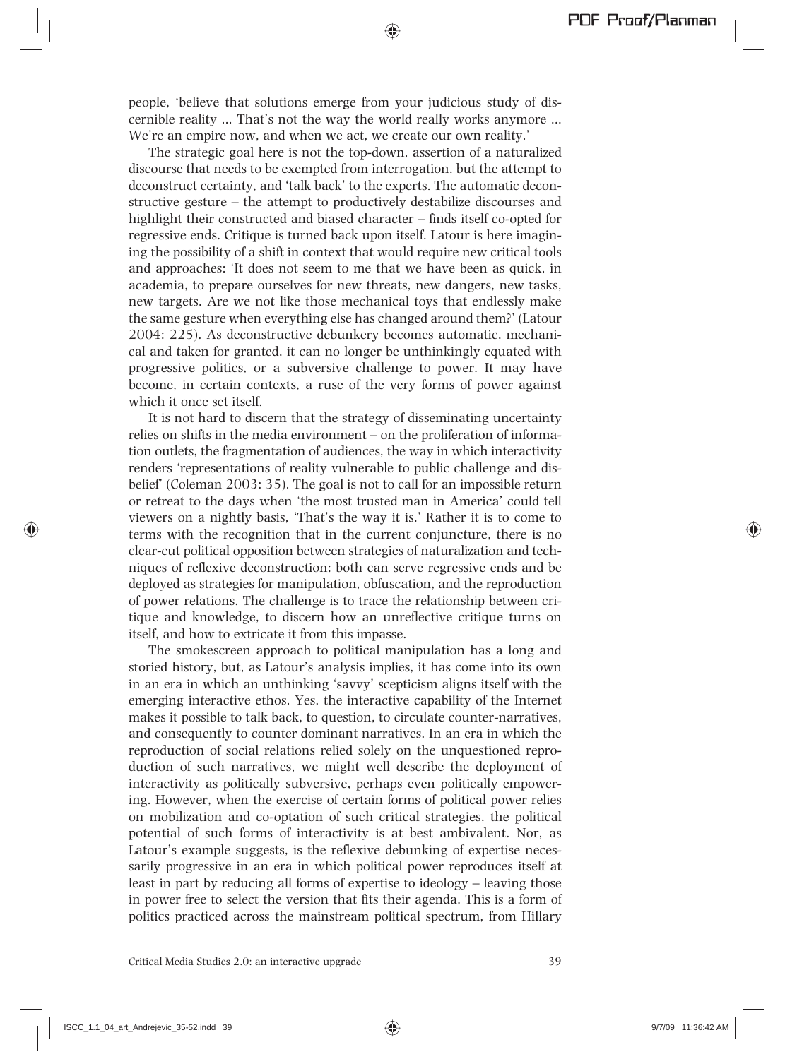people, 'believe that solutions emerge from your judicious study of discernible reality ... That's not the way the world really works anymore ... We're an empire now, and when we act, we create our own reality.'

The strategic goal here is not the top-down, assertion of a naturalized discourse that needs to be exempted from interrogation, but the attempt to deconstruct certainty, and 'talk back' to the experts. The automatic deconstructive gesture – the attempt to productively destabilize discourses and highlight their constructed and biased character – finds itself co-opted for regressive ends. Critique is turned back upon itself. Latour is here imagining the possibility of a shift in context that would require new critical tools and approaches: 'It does not seem to me that we have been as quick, in academia, to prepare ourselves for new threats, new dangers, new tasks, new targets. Are we not like those mechanical toys that endlessly make the same gesture when everything else has changed around them?' (Latour 2004: 225). As deconstructive debunkery becomes automatic, mechanical and taken for granted, it can no longer be unthinkingly equated with progressive politics, or a subversive challenge to power. It may have become, in certain contexts, a ruse of the very forms of power against which it once set itself.

It is not hard to discern that the strategy of disseminating uncertainty relies on shifts in the media environment – on the proliferation of information outlets, the fragmentation of audiences, the way in which interactivity renders 'representations of reality vulnerable to public challenge and disbelief' (Coleman 2003: 35). The goal is not to call for an impossible return or retreat to the days when 'the most trusted man in America' could tell viewers on a nightly basis, 'That's the way it is.' Rather it is to come to terms with the recognition that in the current conjuncture, there is no clear-cut political opposition between strategies of naturalization and techniques of reflexive deconstruction: both can serve regressive ends and be deployed as strategies for manipulation, obfuscation, and the reproduction of power relations. The challenge is to trace the relationship between critique and knowledge, to discern how an unreflective critique turns on itself, and how to extricate it from this impasse.

The smokescreen approach to political manipulation has a long and storied history, but, as Latour's analysis implies, it has come into its own in an era in which an unthinking 'savvy' scepticism aligns itself with the emerging interactive ethos. Yes, the interactive capability of the Internet makes it possible to talk back, to question, to circulate counter-narratives, and consequently to counter dominant narratives. In an era in which the reproduction of social relations relied solely on the unquestioned reproduction of such narratives, we might well describe the deployment of interactivity as politically subversive, perhaps even politically empowering. However, when the exercise of certain forms of political power relies on mobilization and co-optation of such critical strategies, the political potential of such forms of interactivity is at best ambivalent. Nor, as Latour's example suggests, is the reflexive debunking of expertise necessarily progressive in an era in which political power reproduces itself at least in part by reducing all forms of expertise to ideology – leaving those in power free to select the version that fits their agenda. This is a form of politics practiced across the mainstream political spectrum, from Hillary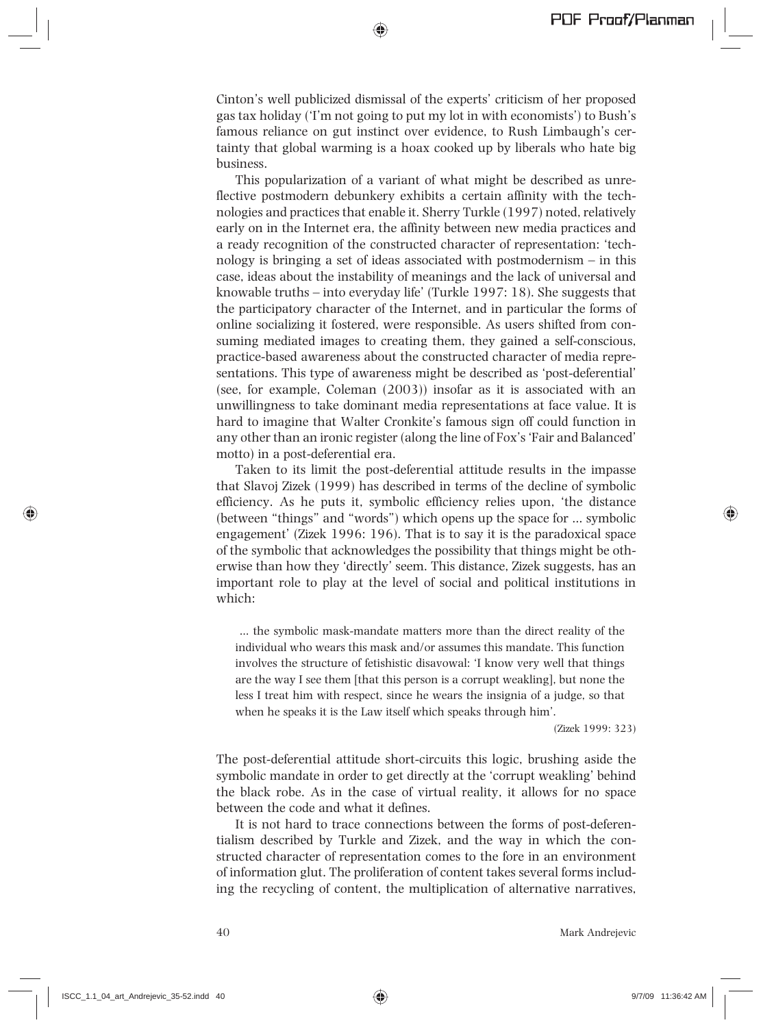Cinton's well publicized dismissal of the experts' criticism of her proposed gas tax holiday ('I'm not going to put my lot in with economists') to Bush's famous reliance on gut instinct over evidence, to Rush Limbaugh's certainty that global warming is a hoax cooked up by liberals who hate big business.

This popularization of a variant of what might be described as unreflective postmodern debunkery exhibits a certain affinity with the technologies and practices that enable it. Sherry Turkle (1997) noted, relatively early on in the Internet era, the affinity between new media practices and a ready recognition of the constructed character of representation: 'technology is bringing a set of ideas associated with postmodernism – in this case, ideas about the instability of meanings and the lack of universal and knowable truths – into everyday life' (Turkle 1997: 18). She suggests that the participatory character of the Internet, and in particular the forms of online socializing it fostered, were responsible. As users shifted from consuming mediated images to creating them, they gained a self-conscious, practice-based awareness about the constructed character of media representations. This type of awareness might be described as 'post-deferential' (see, for example, Coleman (2003)) insofar as it is associated with an unwillingness to take dominant media representations at face value. It is hard to imagine that Walter Cronkite's famous sign off could function in any other than an ironic register (along the line of Fox's 'Fair and Balanced' motto) in a post-deferential era.

Taken to its limit the post-deferential attitude results in the impasse that Slavoj Zizek (1999) has described in terms of the decline of symbolic efficiency. As he puts it, symbolic efficiency relies upon, 'the distance (between "things" and "words") which opens up the space for ... symbolic engagement' (Zizek 1996: 196). That is to say it is the paradoxical space of the symbolic that acknowledges the possibility that things might be otherwise than how they 'directly' seem. This distance, Zizek suggests, has an important role to play at the level of social and political institutions in which:

> ... the symbolic mask-mandate matters more than the direct reality of the individual who wears this mask and/or assumes this mandate. This function involves the structure of fetishistic disavowal: 'I know very well that things are the way I see them [that this person is a corrupt weakling], but none the less I treat him with respect, since he wears the insignia of a judge, so that when he speaks it is the Law itself which speaks through him'.
>
> (Zizek 1999: 323)

The post-deferential attitude short-circuits this logic, brushing aside the symbolic mandate in order to get directly at the 'corrupt weakling' behind the black robe. As in the case of virtual reality, it allows for no space between the code and what it defines.

It is not hard to trace connections between the forms of post-deferentialism described by Turkle and Zizek, and the way in which the constructed character of representation comes to the fore in an environment of information glut. The proliferation of content takes several forms including the recycling of content, the multiplication of alternative narratives,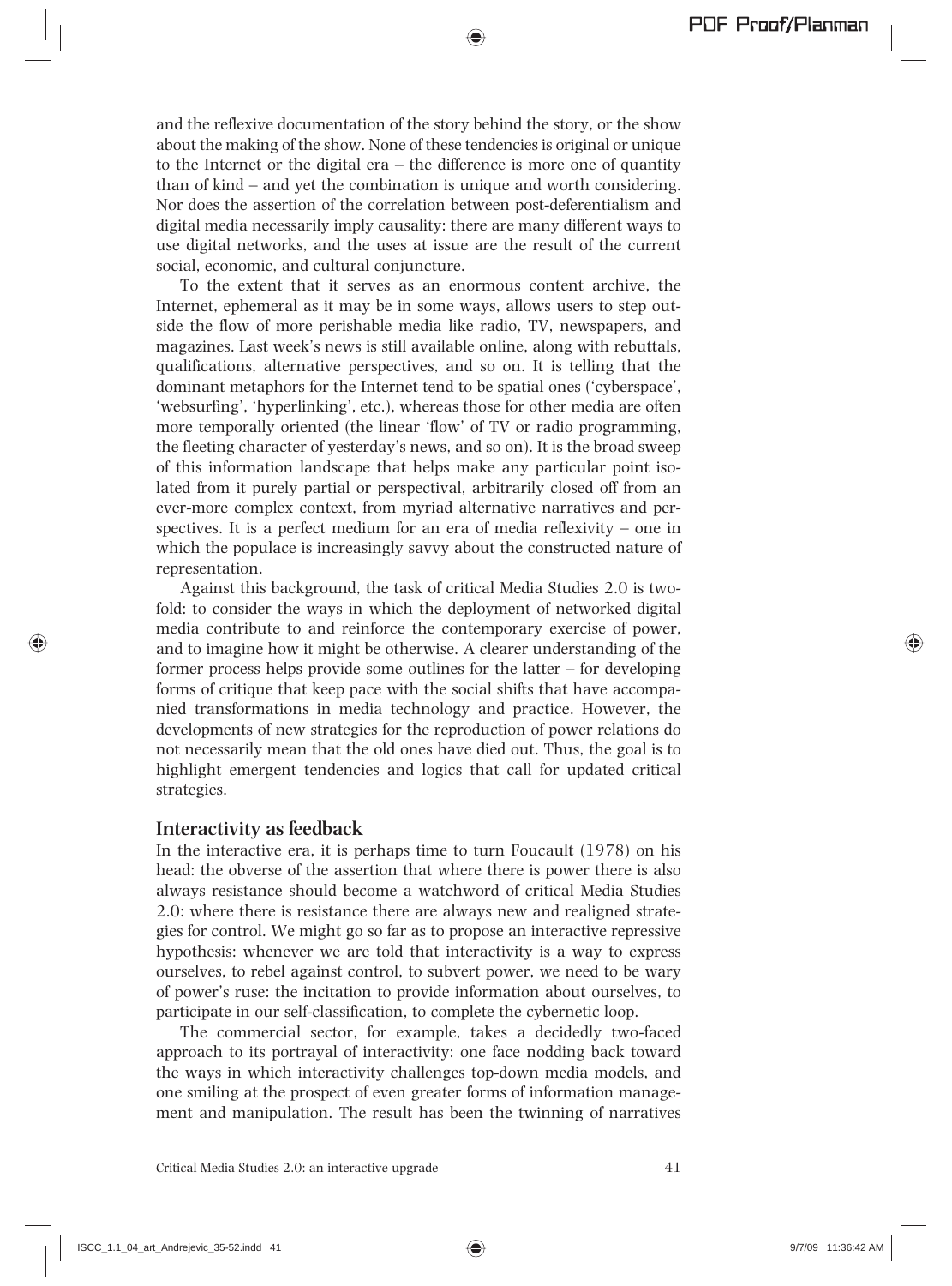and the reflexive documentation of the story behind the story, or the show about the making of the show. None of these tendencies is original or unique to the Internet or the digital era – the difference is more one of quantity than of kind – and yet the combination is unique and worth considering. Nor does the assertion of the correlation between post-deferentialism and digital media necessarily imply causality: there are many different ways to use digital networks, and the uses at issue are the result of the current social, economic, and cultural conjuncture.

To the extent that it serves as an enormous content archive, the Internet, ephemeral as it may be in some ways, allows users to step outside the flow of more perishable media like radio, TV, newspapers, and magazines. Last week's news is still available online, along with rebuttals, qualifications, alternative perspectives, and so on. It is telling that the dominant metaphors for the Internet tend to be spatial ones ('cyberspace', 'websurfing', 'hyperlinking', etc.), whereas those for other media are often more temporally oriented (the linear 'flow' of TV or radio programming, the fleeting character of yesterday's news, and so on). It is the broad sweep of this information landscape that helps make any particular point isolated from it purely partial or perspectival, arbitrarily closed off from an ever-more complex context, from myriad alternative narratives and perspectives. It is a perfect medium for an era of media reflexivity – one in which the populace is increasingly savvy about the constructed nature of representation.

Against this background, the task of critical Media Studies 2.0 is twofold: to consider the ways in which the deployment of networked digital media contribute to and reinforce the contemporary exercise of power, and to imagine how it might be otherwise. A clearer understanding of the former process helps provide some outlines for the latter – for developing forms of critique that keep pace with the social shifts that have accompanied transformations in media technology and practice. However, the developments of new strategies for the reproduction of power relations do not necessarily mean that the old ones have died out. Thus, the goal is to highlight emergent tendencies and logics that call for updated critical strategies.

## Interactivity as feedback

In the interactive era, it is perhaps time to turn Foucault (1978) on his head: the obverse of the assertion that where there is power there is also always resistance should become a watchword of critical Media Studies 2.0: where there is resistance there are always new and realigned strategies for control. We might go so far as to propose an interactive repressive hypothesis: whenever we are told that interactivity is a way to express ourselves, to rebel against control, to subvert power, we need to be wary of power's ruse: the incitation to provide information about ourselves, to participate in our self-classification, to complete the cybernetic loop.

The commercial sector, for example, takes a decidedly two-faced approach to its portrayal of interactivity: one face nodding back toward the ways in which interactivity challenges top-down media models, and one smiling at the prospect of even greater forms of information management and manipulation. The result has been the twinning of narratives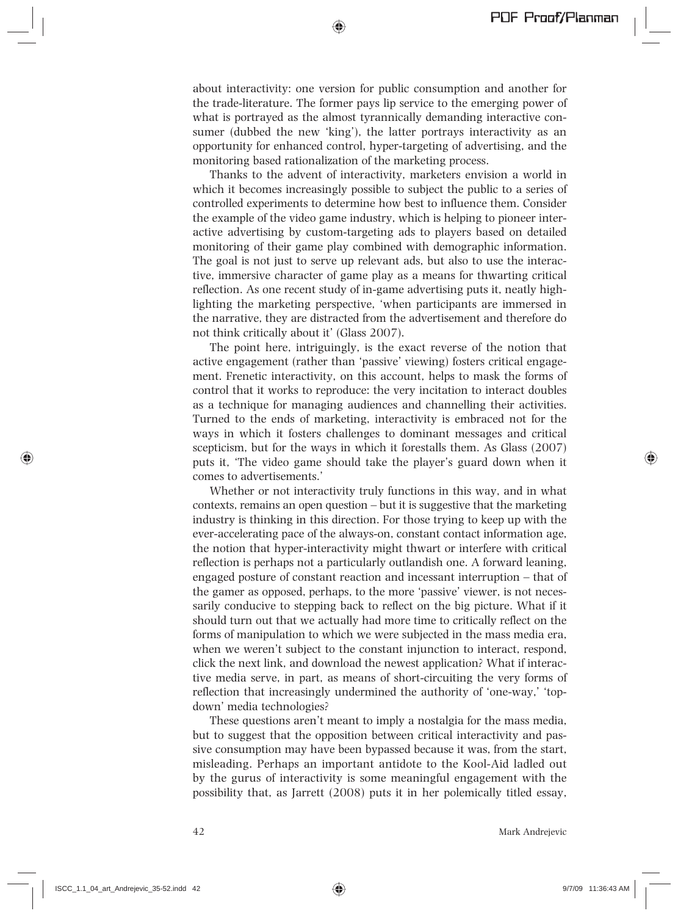about interactivity: one version for public consumption and another for the trade-literature. The former pays lip service to the emerging power of what is portrayed as the almost tyrannically demanding interactive consumer (dubbed the new 'king'), the latter portrays interactivity as an opportunity for enhanced control, hyper-targeting of advertising, and the monitoring based rationalization of the marketing process.

Thanks to the advent of interactivity, marketers envision a world in which it becomes increasingly possible to subject the public to a series of controlled experiments to determine how best to influence them. Consider the example of the video game industry, which is helping to pioneer interactive advertising by custom-targeting ads to players based on detailed monitoring of their game play combined with demographic information. The goal is not just to serve up relevant ads, but also to use the interactive, immersive character of game play as a means for thwarting critical reflection. As one recent study of in-game advertising puts it, neatly highlighting the marketing perspective, 'when participants are immersed in the narrative, they are distracted from the advertisement and therefore do not think critically about it' (Glass 2007).

The point here, intriguingly, is the exact reverse of the notion that active engagement (rather than 'passive' viewing) fosters critical engagement. Frenetic interactivity, on this account, helps to mask the forms of control that it works to reproduce: the very incitation to interact doubles as a technique for managing audiences and channelling their activities. Turned to the ends of marketing, interactivity is embraced not for the ways in which it fosters challenges to dominant messages and critical scepticism, but for the ways in which it forestalls them. As Glass (2007) puts it, 'The video game should take the player's guard down when it comes to advertisements.'

Whether or not interactivity truly functions in this way, and in what contexts, remains an open question – but it is suggestive that the marketing industry is thinking in this direction. For those trying to keep up with the ever-accelerating pace of the always-on, constant contact information age, the notion that hyper-interactivity might thwart or interfere with critical reflection is perhaps not a particularly outlandish one. A forward leaning, engaged posture of constant reaction and incessant interruption – that of the gamer as opposed, perhaps, to the more 'passive' viewer, is not necessarily conducive to stepping back to reflect on the big picture. What if it should turn out that we actually had more time to critically reflect on the forms of manipulation to which we were subjected in the mass media era, when we weren't subject to the constant injunction to interact, respond, click the next link, and download the newest application? What if interactive media serve, in part, as means of short-circuiting the very forms of reflection that increasingly undermined the authority of 'one-way,' 'top-down' media technologies?

These questions aren't meant to imply a nostalgia for the mass media, but to suggest that the opposition between critical interactivity and passive consumption may have been bypassed because it was, from the start, misleading. Perhaps an important antidote to the Kool-Aid ladled out by the gurus of interactivity is some meaningful engagement with the possibility that, as Jarrett (2008) puts it in her polemically titled essay,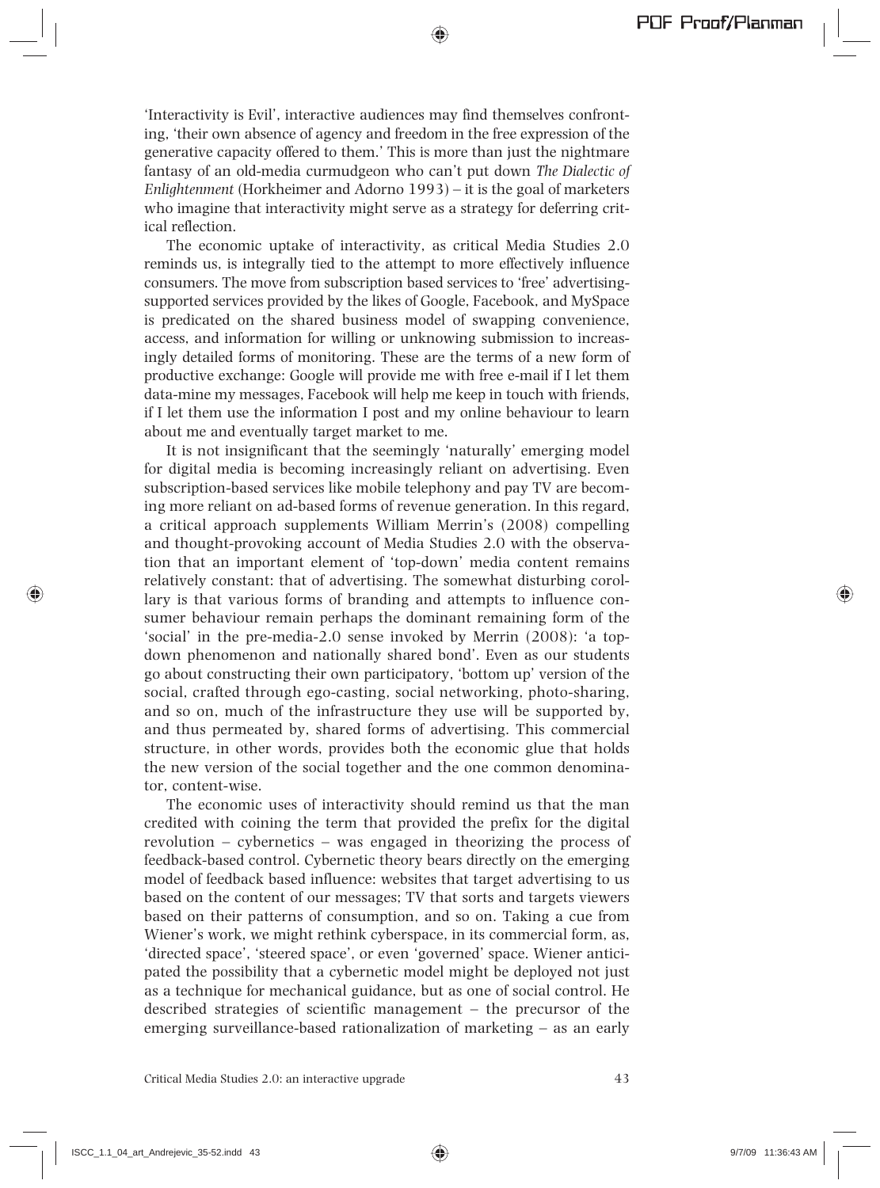'Interactivity is Evil', interactive audiences may find themselves confronting, 'their own absence of agency and freedom in the free expression of the generative capacity offered to them.' This is more than just the nightmare fantasy of an old-media curmudgeon who can't put down *The Dialectic of Enlightenment* (Horkheimer and Adorno 1993) – it is the goal of marketers who imagine that interactivity might serve as a strategy for deferring critical reflection.

The economic uptake of interactivity, as critical Media Studies 2.0 reminds us, is integrally tied to the attempt to more effectively influence consumers. The move from subscription based services to 'free' advertising-supported services provided by the likes of Google, Facebook, and MySpace is predicated on the shared business model of swapping convenience, access, and information for willing or unknowing submission to increasingly detailed forms of monitoring. These are the terms of a new form of productive exchange: Google will provide me with free e-mail if I let them data-mine my messages, Facebook will help me keep in touch with friends, if I let them use the information I post and my online behaviour to learn about me and eventually target market to me.

It is not insignificant that the seemingly 'naturally' emerging model for digital media is becoming increasingly reliant on advertising. Even subscription-based services like mobile telephony and pay TV are becoming more reliant on ad-based forms of revenue generation. In this regard, a critical approach supplements William Merrin's (2008) compelling and thought-provoking account of Media Studies 2.0 with the observation that an important element of 'top-down' media content remains relatively constant: that of advertising. The somewhat disturbing corollary is that various forms of branding and attempts to influence consumer behaviour remain perhaps the dominant remaining form of the 'social' in the pre-media-2.0 sense invoked by Merrin (2008): 'a top-down phenomenon and nationally shared bond'. Even as our students go about constructing their own participatory, 'bottom up' version of the social, crafted through ego-casting, social networking, photo-sharing, and so on, much of the infrastructure they use will be supported by, and thus permeated by, shared forms of advertising. This commercial structure, in other words, provides both the economic glue that holds the new version of the social together and the one common denominator, content-wise.

The economic uses of interactivity should remind us that the man credited with coining the term that provided the prefix for the digital revolution – cybernetics – was engaged in theorizing the process of feedback-based control. Cybernetic theory bears directly on the emerging model of feedback based influence: websites that target advertising to us based on the content of our messages; TV that sorts and targets viewers based on their patterns of consumption, and so on. Taking a cue from Wiener's work, we might rethink cyberspace, in its commercial form, as, 'directed space', 'steered space', or even 'governed' space. Wiener anticipated the possibility that a cybernetic model might be deployed not just as a technique for mechanical guidance, but as one of social control. He described strategies of scientific management – the precursor of the emerging surveillance-based rationalization of marketing – as an early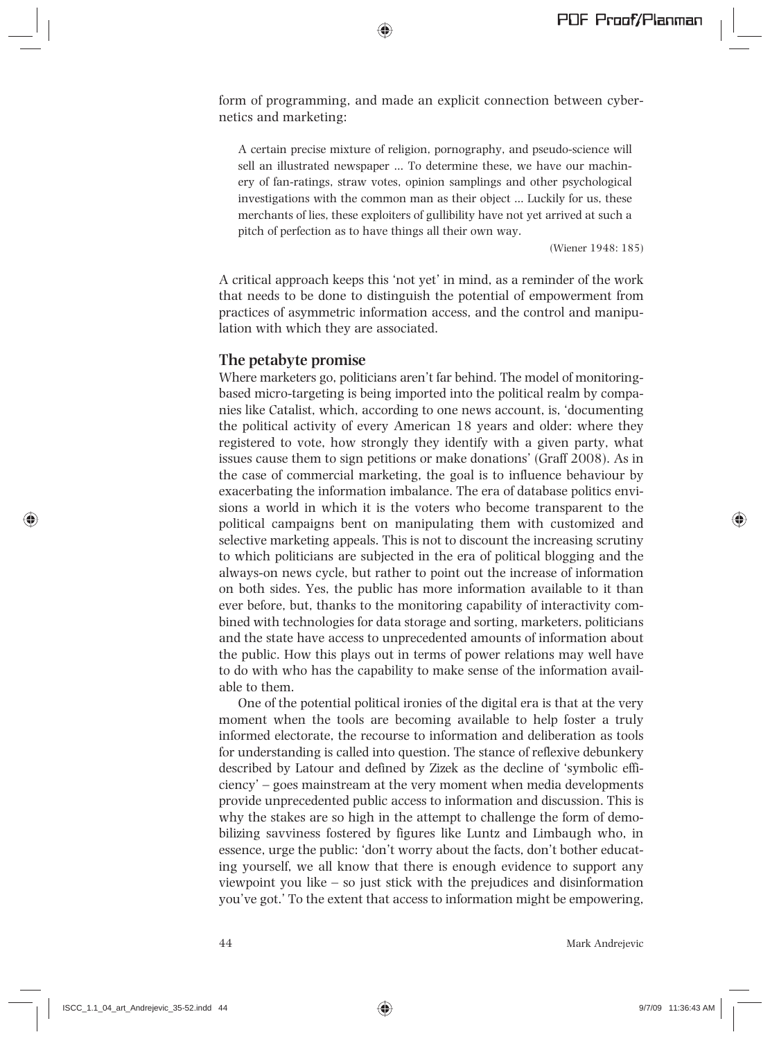form of programming, and made an explicit connection between cybernetics and marketing:

> A certain precise mixture of religion, pornography, and pseudo-science will sell an illustrated newspaper ... To determine these, we have our machinery of fan-ratings, straw votes, opinion samplings and other psychological investigations with the common man as their object ... Luckily for us, these merchants of lies, these exploiters of gullibility have not yet arrived at such a pitch of perfection as to have things all their own way.
>
> (Wiener 1948: 185)

A critical approach keeps this 'not yet' in mind, as a reminder of the work that needs to be done to distinguish the potential of empowerment from practices of asymmetric information access, and the control and manipulation with which they are associated.

## The petabyte promise

Where marketers go, politicians aren't far behind. The model of monitoring-based micro-targeting is being imported into the political realm by companies like Catalist, which, according to one news account, is, 'documenting the political activity of every American 18 years and older: where they registered to vote, how strongly they identify with a given party, what issues cause them to sign petitions or make donations' (Graff 2008). As in the case of commercial marketing, the goal is to influence behaviour by exacerbating the information imbalance. The era of database politics envisions a world in which it is the voters who become transparent to the political campaigns bent on manipulating them with customized and selective marketing appeals. This is not to discount the increasing scrutiny to which politicians are subjected in the era of political blogging and the always-on news cycle, but rather to point out the increase of information on both sides. Yes, the public has more information available to it than ever before, but, thanks to the monitoring capability of interactivity combined with technologies for data storage and sorting, marketers, politicians and the state have access to unprecedented amounts of information about the public. How this plays out in terms of power relations may well have to do with who has the capability to make sense of the information available to them.

One of the potential political ironies of the digital era is that at the very moment when the tools are becoming available to help foster a truly informed electorate, the recourse to information and deliberation as tools for understanding is called into question. The stance of reflexive debunkery described by Latour and defined by Zizek as the decline of 'symbolic efficiency' – goes mainstream at the very moment when media developments provide unprecedented public access to information and discussion. This is why the stakes are so high in the attempt to challenge the form of demobilizing savviness fostered by figures like Luntz and Limbaugh who, in essence, urge the public: 'don't worry about the facts, don't bother educating yourself, we all know that there is enough evidence to support any viewpoint you like – so just stick with the prejudices and disinformation you've got.' To the extent that access to information might be empowering,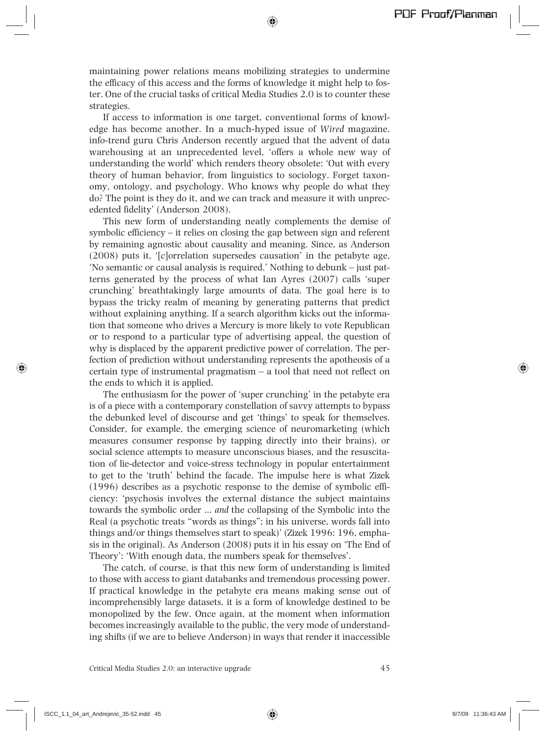maintaining power relations means mobilizing strategies to undermine the efficacy of this access and the forms of knowledge it might help to foster. One of the crucial tasks of critical Media Studies 2.0 is to counter these strategies.

If access to information is one target, conventional forms of knowledge has become another. In a much-hyped issue of *Wired* magazine, info-trend guru Chris Anderson recently argued that the advent of data warehousing at an unprecedented level, 'offers a whole new way of understanding the world' which renders theory obsolete: 'Out with every theory of human behavior, from linguistics to sociology. Forget taxonomy, ontology, and psychology. Who knows why people do what they do? The point is they do it, and we can track and measure it with unprecedented fidelity' (Anderson 2008).

This new form of understanding neatly complements the demise of symbolic efficiency – it relies on closing the gap between sign and referent by remaining agnostic about causality and meaning. Since, as Anderson (2008) puts it, '[c]orrelation supersedes causation' in the petabyte age, 'No semantic or causal analysis is required.' Nothing to debunk – just patterns generated by the process of what Ian Ayres (2007) calls 'super crunching' breathtakingly large amounts of data. The goal here is to bypass the tricky realm of meaning by generating patterns that predict without explaining anything. If a search algorithm kicks out the information that someone who drives a Mercury is more likely to vote Republican or to respond to a particular type of advertising appeal, the question of why is displaced by the apparent predictive power of correlation. The perfection of prediction without understanding represents the apotheosis of a certain type of instrumental pragmatism – a tool that need not reflect on the ends to which it is applied.

The enthusiasm for the power of 'super crunching' in the petabyte era is of a piece with a contemporary constellation of savvy attempts to bypass the debunked level of discourse and get 'things' to speak for themselves. Consider, for example, the emerging science of neuromarketing (which measures consumer response by tapping directly into their brains), or social science attempts to measure unconscious biases, and the resuscitation of lie-detector and voice-stress technology in popular entertainment to get to the 'truth' behind the facade. The impulse here is what Zizek (1996) describes as a psychotic response to the demise of symbolic efficiency: 'psychosis involves the external distance the subject maintains towards the symbolic order … *and* the collapsing of the Symbolic into the Real (a psychotic treats "words as things"; in his universe, words fall into things and/or things themselves start to speak)' (Zizek 1996: 196, emphasis in the original). As Anderson (2008) puts it in his essay on 'The End of Theory': 'With enough data, the numbers speak for themselves'.

The catch, of course, is that this new form of understanding is limited to those with access to giant databanks and tremendous processing power. If practical knowledge in the petabyte era means making sense out of incomprehensibly large datasets, it is a form of knowledge destined to be monopolized by the few. Once again, at the moment when information becomes increasingly available to the public, the very mode of understanding shifts (if we are to believe Anderson) in ways that render it inaccessible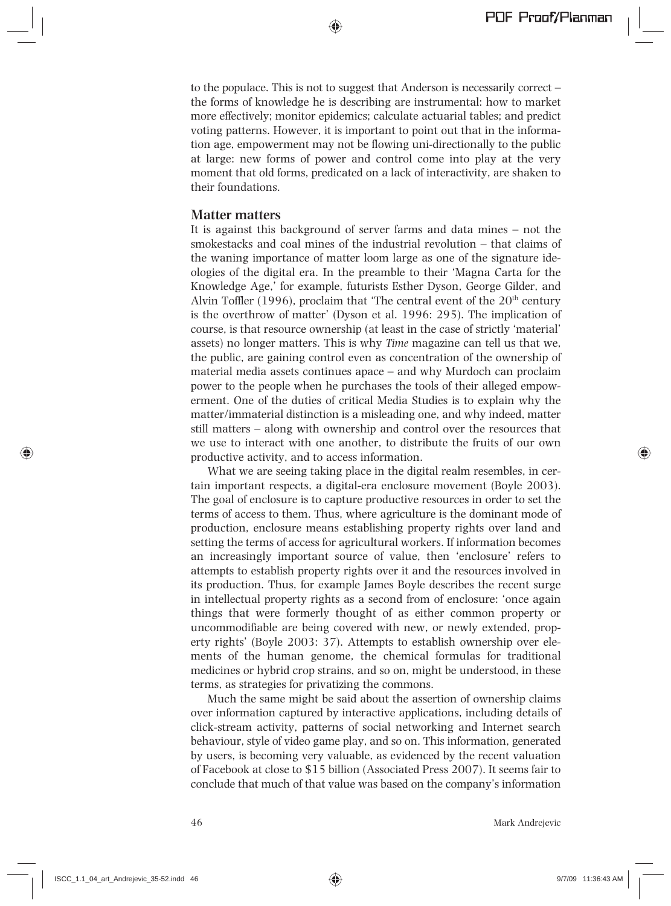to the populace. This is not to suggest that Anderson is necessarily correct – the forms of knowledge he is describing are instrumental: how to market more effectively; monitor epidemics; calculate actuarial tables; and predict voting patterns. However, it is important to point out that in the information age, empowerment may not be flowing uni-directionally to the public at large: new forms of power and control come into play at the very moment that old forms, predicated on a lack of interactivity, are shaken to their foundations.

## Matter matters

It is against this background of server farms and data mines – not the smokestacks and coal mines of the industrial revolution – that claims of the waning importance of matter loom large as one of the signature ideologies of the digital era. In the preamble to their 'Magna Carta for the Knowledge Age,' for example, futurists Esther Dyson, George Gilder, and Alvin Toffler (1996), proclaim that 'The central event of the 20th century is the overthrow of matter' (Dyson et al. 1996: 295). The implication of course, is that resource ownership (at least in the case of strictly 'material' assets) no longer matters. This is why *Time* magazine can tell us that we, the public, are gaining control even as concentration of the ownership of material media assets continues apace – and why Murdoch can proclaim power to the people when he purchases the tools of their alleged empowerment. One of the duties of critical Media Studies is to explain why the matter/immaterial distinction is a misleading one, and why indeed, matter still matters – along with ownership and control over the resources that we use to interact with one another, to distribute the fruits of our own productive activity, and to access information.

What we are seeing taking place in the digital realm resembles, in certain important respects, a digital-era enclosure movement (Boyle 2003). The goal of enclosure is to capture productive resources in order to set the terms of access to them. Thus, where agriculture is the dominant mode of production, enclosure means establishing property rights over land and setting the terms of access for agricultural workers. If information becomes an increasingly important source of value, then 'enclosure' refers to attempts to establish property rights over it and the resources involved in its production. Thus, for example James Boyle describes the recent surge in intellectual property rights as a second from of enclosure: 'once again things that were formerly thought of as either common property or uncommodifiable are being covered with new, or newly extended, property rights' (Boyle 2003: 37). Attempts to establish ownership over elements of the human genome, the chemical formulas for traditional medicines or hybrid crop strains, and so on, might be understood, in these terms, as strategies for privatizing the commons.

Much the same might be said about the assertion of ownership claims over information captured by interactive applications, including details of click-stream activity, patterns of social networking and Internet search behaviour, style of video game play, and so on. This information, generated by users, is becoming very valuable, as evidenced by the recent valuation of Facebook at close to $15 billion (Associated Press 2007). It seems fair to conclude that much of that value was based on the company's information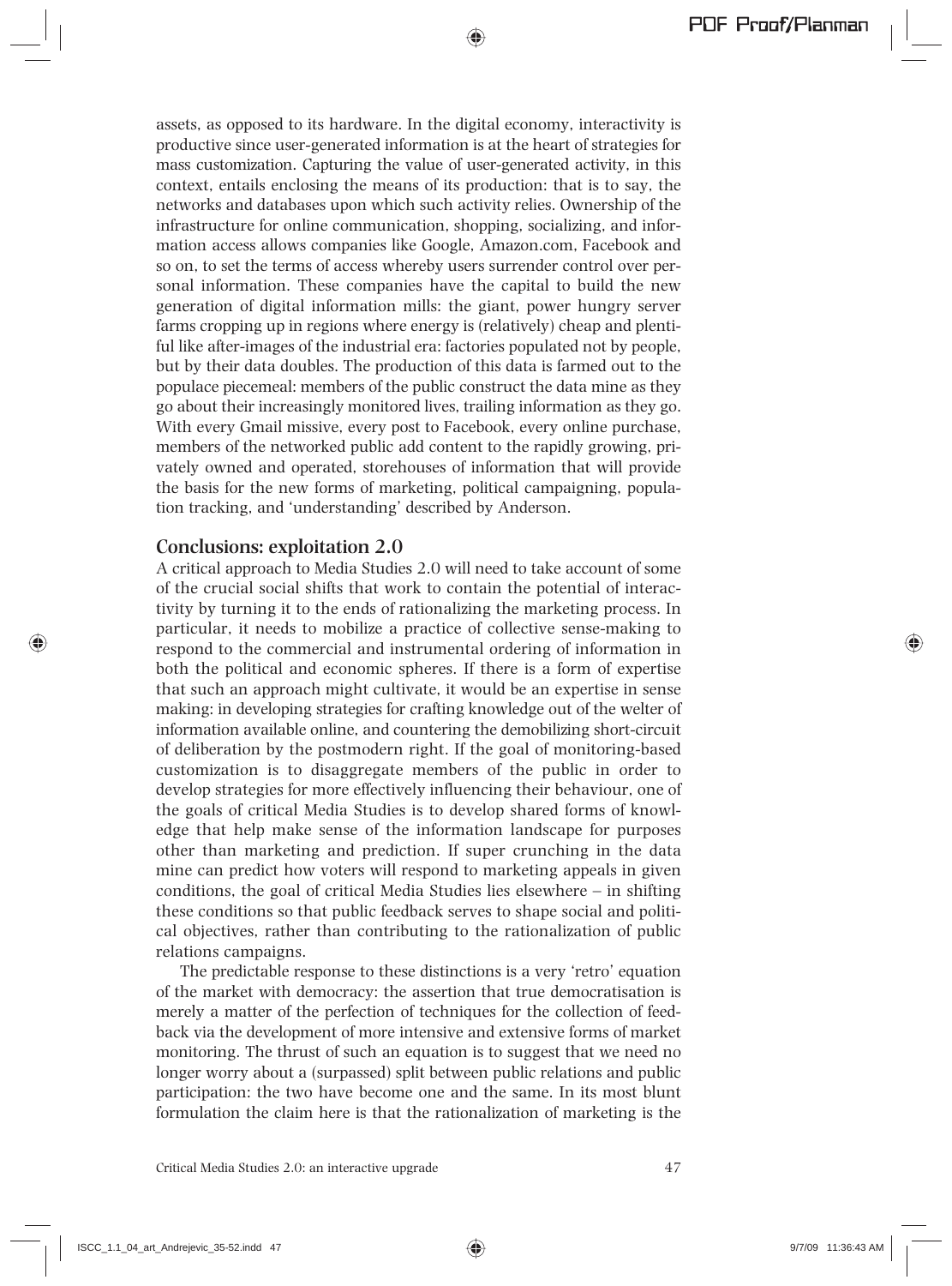assets, as opposed to its hardware. In the digital economy, interactivity is productive since user-generated information is at the heart of strategies for mass customization. Capturing the value of user-generated activity, in this context, entails enclosing the means of its production: that is to say, the networks and databases upon which such activity relies. Ownership of the infrastructure for online communication, shopping, socializing, and information access allows companies like Google, Amazon.com, Facebook and so on, to set the terms of access whereby users surrender control over personal information. These companies have the capital to build the new generation of digital information mills: the giant, power hungry server farms cropping up in regions where energy is (relatively) cheap and plentiful like after-images of the industrial era: factories populated not by people, but by their data doubles. The production of this data is farmed out to the populace piecemeal: members of the public construct the data mine as they go about their increasingly monitored lives, trailing information as they go. With every Gmail missive, every post to Facebook, every online purchase, members of the networked public add content to the rapidly growing, privately owned and operated, storehouses of information that will provide the basis for the new forms of marketing, political campaigning, population tracking, and 'understanding' described by Anderson.

## Conclusions: exploitation 2.0

A critical approach to Media Studies 2.0 will need to take account of some of the crucial social shifts that work to contain the potential of interactivity by turning it to the ends of rationalizing the marketing process. In particular, it needs to mobilize a practice of collective sense-making to respond to the commercial and instrumental ordering of information in both the political and economic spheres. If there is a form of expertise that such an approach might cultivate, it would be an expertise in sense making: in developing strategies for crafting knowledge out of the welter of information available online, and countering the demobilizing short-circuit of deliberation by the postmodern right. If the goal of monitoring-based customization is to disaggregate members of the public in order to develop strategies for more effectively influencing their behaviour, one of the goals of critical Media Studies is to develop shared forms of knowledge that help make sense of the information landscape for purposes other than marketing and prediction. If super crunching in the data mine can predict how voters will respond to marketing appeals in given conditions, the goal of critical Media Studies lies elsewhere – in shifting these conditions so that public feedback serves to shape social and political objectives, rather than contributing to the rationalization of public relations campaigns.

The predictable response to these distinctions is a very 'retro' equation of the market with democracy: the assertion that true democratisation is merely a matter of the perfection of techniques for the collection of feedback via the development of more intensive and extensive forms of market monitoring. The thrust of such an equation is to suggest that we need no longer worry about a (surpassed) split between public relations and public participation: the two have become one and the same. In its most blunt formulation the claim here is that the rationalization of marketing is the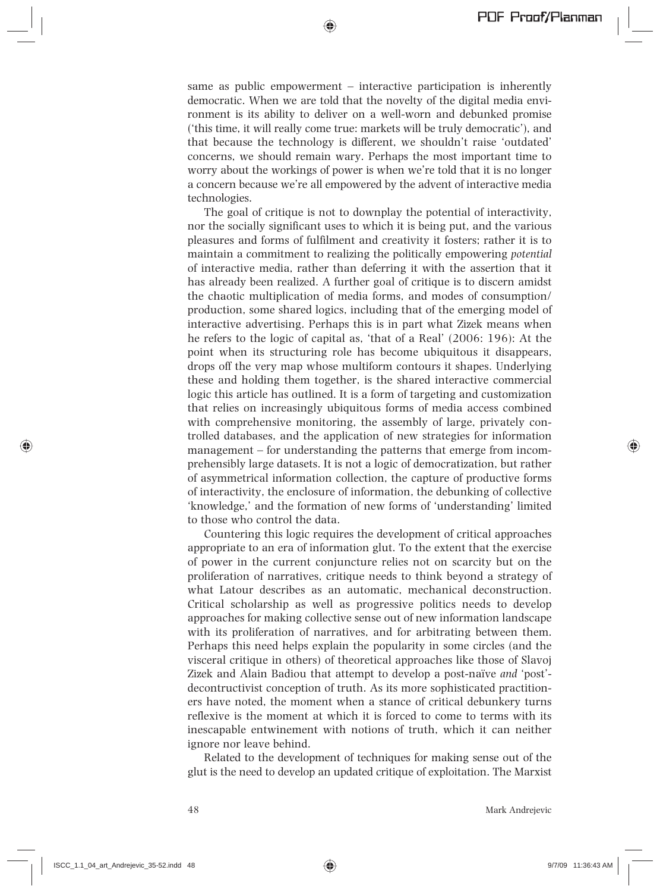same as public empowerment – interactive participation is inherently democratic. When we are told that the novelty of the digital media environment is its ability to deliver on a well-worn and debunked promise ('this time, it will really come true: markets will be truly democratic'), and that because the technology is different, we shouldn't raise 'outdated' concerns, we should remain wary. Perhaps the most important time to worry about the workings of power is when we're told that it is no longer a concern because we're all empowered by the advent of interactive media technologies.

The goal of critique is not to downplay the potential of interactivity, nor the socially significant uses to which it is being put, and the various pleasures and forms of fulfilment and creativity it fosters; rather it is to maintain a commitment to realizing the politically empowering *potential* of interactive media, rather than deferring it with the assertion that it has already been realized. A further goal of critique is to discern amidst the chaotic multiplication of media forms, and modes of consumption/production, some shared logics, including that of the emerging model of interactive advertising. Perhaps this is in part what Zizek means when he refers to the logic of capital as, 'that of a Real' (2006: 196): At the point when its structuring role has become ubiquitous it disappears, drops off the very map whose multiform contours it shapes. Underlying these and holding them together, is the shared interactive commercial logic this article has outlined. It is a form of targeting and customization that relies on increasingly ubiquitous forms of media access combined with comprehensive monitoring, the assembly of large, privately controlled databases, and the application of new strategies for information management – for understanding the patterns that emerge from incomprehensibly large datasets. It is not a logic of democratization, but rather of asymmetrical information collection, the capture of productive forms of interactivity, the enclosure of information, the debunking of collective 'knowledge,' and the formation of new forms of 'understanding' limited to those who control the data.

Countering this logic requires the development of critical approaches appropriate to an era of information glut. To the extent that the exercise of power in the current conjuncture relies not on scarcity but on the proliferation of narratives, critique needs to think beyond a strategy of what Latour describes as an automatic, mechanical deconstruction. Critical scholarship as well as progressive politics needs to develop approaches for making collective sense out of new information landscape with its proliferation of narratives, and for arbitrating between them. Perhaps this need helps explain the popularity in some circles (and the visceral critique in others) of theoretical approaches like those of Slavoj Zizek and Alain Badiou that attempt to develop a post-naïve *and* 'post'-decontructivist conception of truth. As its more sophisticated practitioners have noted, the moment when a stance of critical debunkery turns reflexive is the moment at which it is forced to come to terms with its inescapable entwinement with notions of truth, which it can neither ignore nor leave behind.

Related to the development of techniques for making sense out of the glut is the need to develop an updated critique of exploitation. The Marxist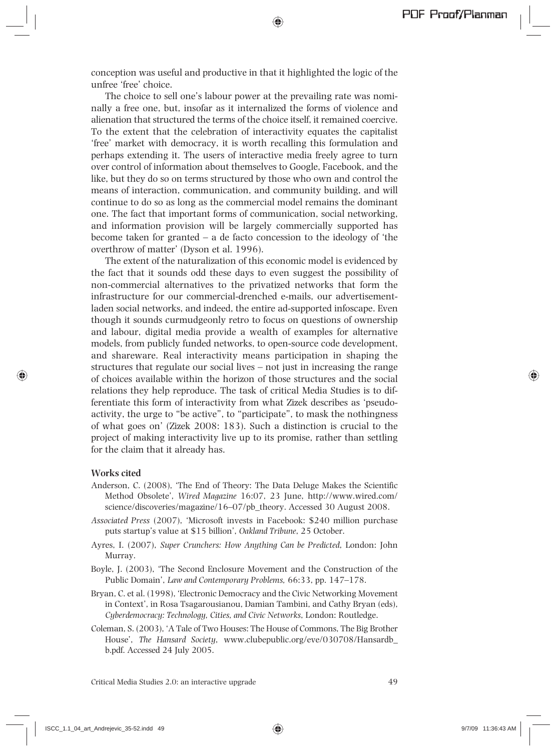conception was useful and productive in that it highlighted the logic of the unfree 'free' choice.

The choice to sell one's labour power at the prevailing rate was nominally a free one, but, insofar as it internalized the forms of violence and alienation that structured the terms of the choice itself, it remained coercive. To the extent that the celebration of interactivity equates the capitalist 'free' market with democracy, it is worth recalling this formulation and perhaps extending it. The users of interactive media freely agree to turn over control of information about themselves to Google, Facebook, and the like, but they do so on terms structured by those who own and control the means of interaction, communication, and community building, and will continue to do so as long as the commercial model remains the dominant one. The fact that important forms of communication, social networking, and information provision will be largely commercially supported has become taken for granted – a de facto concession to the ideology of 'the overthrow of matter' (Dyson et al. 1996).

The extent of the naturalization of this economic model is evidenced by the fact that it sounds odd these days to even suggest the possibility of non-commercial alternatives to the privatized networks that form the infrastructure for our commercial-drenched e-mails, our advertisement-laden social networks, and indeed, the entire ad-supported infoscape. Even though it sounds curmudgeonly retro to focus on questions of ownership and labour, digital media provide a wealth of examples for alternative models, from publicly funded networks, to open-source code development, and shareware. Real interactivity means participation in shaping the structures that regulate our social lives – not just in increasing the range of choices available within the horizon of those structures and the social relations they help reproduce. The task of critical Media Studies is to differentiate this form of interactivity from what Zizek describes as 'pseudo-activity, the urge to "be active", to "participate", to mask the nothingness of what goes on' (Zizek 2008: 183). Such a distinction is crucial to the project of making interactivity live up to its promise, rather than settling for the claim that it already has.

### Works cited

Anderson, C. (2008), 'The End of Theory: The Data Deluge Makes the Scientific Method Obsolete', *Wired Magazine* 16:07, 23 June, http://www.wired.com/science/discoveries/magazine/16–07/pb_theory. Accessed 30 August 2008.

*Associated Press* (2007), 'Microsoft invests in Facebook: $240 million purchase puts startup's value at $15 billion', *Oakland Tribune*, 25 October.

Ayres, I. (2007), *Super Crunchers: How Anything Can be Predicted*, London: John Murray.

Boyle, J. (2003), 'The Second Enclosure Movement and the Construction of the Public Domain', *Law and Contemporary Problems,* 66:33, pp. 147–178.

Bryan, C. et al. (1998), 'Electronic Democracy and the Civic Networking Movement in Context', in Rosa Tsagarousianou, Damian Tambini, and Cathy Bryan (eds), *Cyberdemocracy: Technology, Cities, and Civic Networks*, London: Routledge.

Coleman, S. (2003), 'A Tale of Two Houses: The House of Commons, The Big Brother House', *The Hansard Society*, www.clubepublic.org/eve/030708/Hansardb_b.pdf. Accessed 24 July 2005.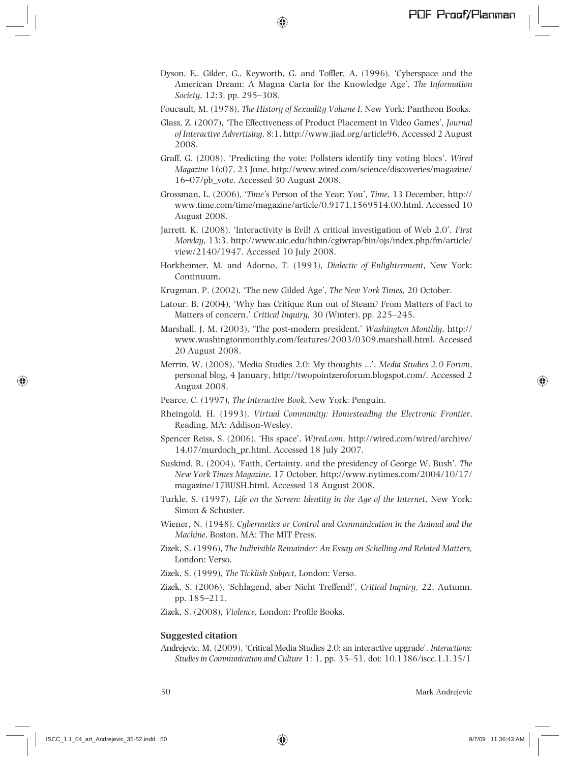Dyson, E., Gilder, G., Keyworth, G. and Toffler, A. (1996), 'Cyberspace and the American Dream: A Magna Carta for the Knowledge Age', *The Information Society*, 12:3, pp. 295–308.

Foucault, M. (1978), *The History of Sexuality Volume I*, New York: Pantheon Books.

Glass, Z. (2007), 'The Effectiveness of Product Placement in Video Games', *Journal of Interactive Advertising*, 8:1, http://www.jiad.org/article96. Accessed 2 August 2008.

Graff, G. (2008), 'Predicting the vote: Pollsters identify tiny voting blocs', *Wired Magazine* 16:07, 23 June, http://www.wired.com/science/discoveries/magazine/16–07/pb_vote. Accessed 30 August 2008.

Grossman, L. (2006), '*Time*'s Person of the Year: You', *Time*, 13 December, http://www.time.com/time/magazine/article/0,9171,1569514,00.html. Accessed 10 August 2008.

Jarrett, K. (2008), 'Interactivity is Evil! A critical investigation of Web 2.0', *First Monday*, 13:3, http://www.uic.edu/htbin/cgiwrap/bin/ojs/index.php/fm/article/view/2140/1947. Accessed 10 July 2008.

Horkheimer, M. and Adorno, T. (1993), *Dialectic of Enlightenment*, New York: Continuum.

Krugman, P. (2002), 'The new Gilded Age', *The New York Times*, 20 October.

Latour, B. (2004), 'Why has Critique Run out of Steam? From Matters of Fact to Matters of concern,' *Critical Inquiry,* 30 (Winter), pp. 225–245.

Marshall, J. M. (2003), 'The post-modern president,' *Washington Monthly*, http://www.washingtonmonthly.com/features/2003/0309.marshall.html. Accessed 20 August 2008.

Merrin, W. (2008), 'Media Studies 2.0: My thoughts …', *Media Studies 2.0 Forum*, personal blog, 4 January, http://twopointzeroforum.blogspot.com/. Accessed 2 August 2008.

Pearce, C. (1997), *The Interactive Book,* New York: Penguin.

Rheingold, H. (1993), *Virtual Community: Homesteading the Electronic Frontier*, Reading, MA: Addison-Wesley.

Spencer Reiss, S. (2006), 'His space', *Wired.com*, http://wired.com/wired/archive/14.07/murdoch_pr.html. Accessed 18 July 2007.

Suskind, R. (2004), 'Faith, Certainty, and the presidency of George W. Bush', *The New York Times Magazine*, 17 October, http://www.nytimes.com/2004/10/17/magazine/17BUSH.html. Accessed 18 August 2008.

Turkle, S. (1997), *Life on the Screen: Identity in the Age of the Internet*, New York: Simon & Schuster.

Wiener, N. (1948), *Cybermetics or Control and Communication in the Animal and the Machine*, Boston, MA: The MIT Press.

Zizek, S. (1996), *The Indivisible Remainder: An Essay on Schelling and Related Matters,* London: Verso.

Zizek, S. (1999), *The Ticklish Subject,* London: Verso.

Zizek, S. (2006), 'Schlagend, aber Nicht Treffend!', *Critical Inquiry*, 22, Autumn, pp. 185–211.

Zizek, S. (2008), *Violence*, London: Profile Books.

### Suggested citation

Andrejevic, M. (2009), 'Critical Media Studies 2.0: an interactive upgrade', *Interactions: Studies in Communication and Culture* 1: 1, pp. 35–51, doi: 10.1386/iscc.1.1.35/1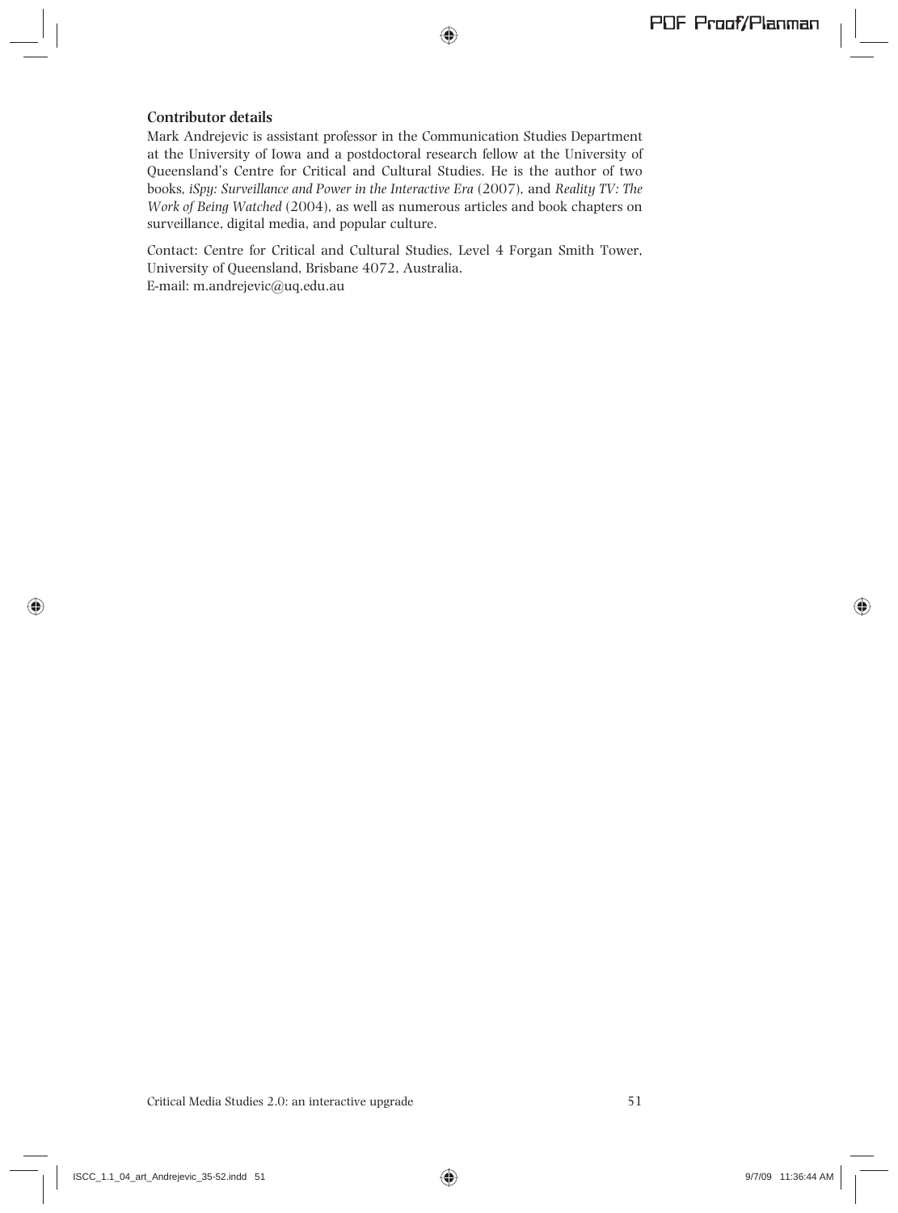### Contributor details

Mark Andrejevic is assistant professor in the Communication Studies Department at the University of Iowa and a postdoctoral research fellow at the University of Queensland's Centre for Critical and Cultural Studies. He is the author of two books, *iSpy: Surveillance and Power in the Interactive Era* (2007), and *Reality TV: The Work of Being Watched* (2004), as well as numerous articles and book chapters on surveillance, digital media, and popular culture.

Contact: Centre for Critical and Cultural Studies, Level 4 Forgan Smith Tower, University of Queensland, Brisbane 4072, Australia.
E-mail: m.andrejevic@uq.edu.au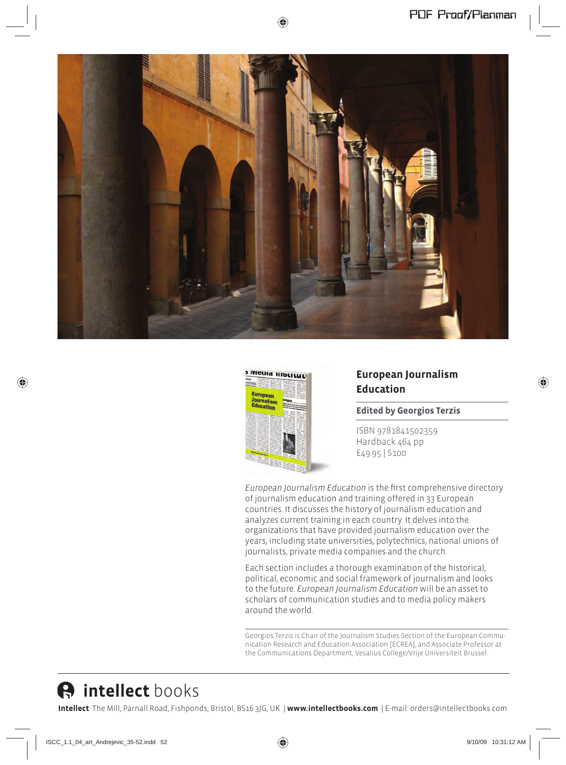## European Journalism Education

**Edited by Georgios Terzis**

ISBN 9781841502359
Hardback 464 pp
£49.95 | $100

*European Journalism Education* is the first comprehensive directory of journalism education and training offered in 33 European countries. It discusses the history of journalism education and analyzes current training in each country. It delves into the organizations that have provided journalism education over the years, including state universities, polytechnics, national unions of journalists, private media companies and the church.

Each section includes a thorough examination of the historical, political, economic and social framework of journalism and looks to the future. *European Journalism Education* will be an asset to scholars of communication studies and to media policy makers around the world.

Georgios Terzis is Chair of the Journalism Studies Section of the European Communication Research and Education Association [ECREA], and Associate Professor at the Communications Department, Vesalius College/Vrije Universiteit Brussel.

**intellect** books

**Intellect** The Mill, Parnall Road, Fishponds, Bristol, BS16 3JG, UK | **www.intellectbooks.com** | E-mail: orders@intellectbooks.com